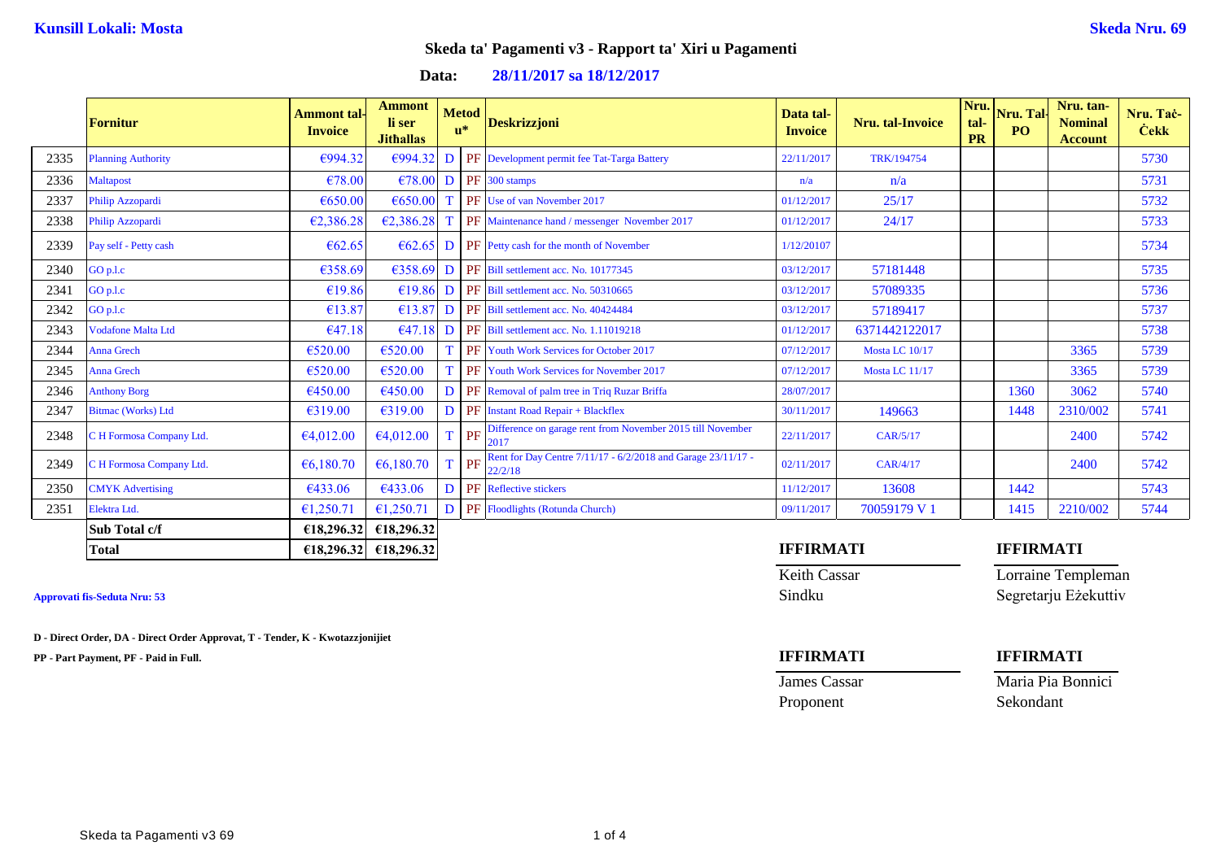**Kunsill Lokali: Mosta** **Skeda Nru. 69**

## Skeda ta' Pagamenti v3 - Rapport ta' Xiri u Pagamenti

**Data: 28/11/2017 sa 18/12/2017**

| | Fornitur | Ammont tal-Invoice | Ammont li ser Jithallas | Metodu* | | Deskrizzjoni | Data tal-Invoice | Nru. tal-Invoice | Nru. tal-PR | Nru. Tal-PO | Nru. tan-Nominal Account | Nru. Taċ-Ċekk |
|---|---|---|---|---|---|---|---|---|---|---|---|---|
| 2335 | Planning Authority | €994.32 | €994.32 | D | PF | Development permit fee Tat-Targa Battery | 22/11/2017 | TRK/194754 | | | | 5730 |
| 2336 | Maltapost | €78.00 | €78.00 | D | PF | 300 stamps | n/a | n/a | | | | 5731 |
| 2337 | Philip Azzopardi | €650.00 | €650.00 | T | PF | Use of van November 2017 | 01/12/2017 | 25/17 | | | | 5732 |
| 2338 | Philip Azzopardi | €2,386.28 | €2,386.28 | T | PF | Maintenance hand / messenger November 2017 | 01/12/2017 | 24/17 | | | | 5733 |
| 2339 | Pay self - Petty cash | €62.65 | €62.65 | D | PF | Petty cash for the month of November | 1/12/20107 | | | | | 5734 |
| 2340 | GO p.l.c | €358.69 | €358.69 | D | PF | Bill settlement acc. No. 10177345 | 03/12/2017 | 57181448 | | | | 5735 |
| 2341 | GO p.l.c | €19.86 | €19.86 | D | PF | Bill settlement acc. No. 50310665 | 03/12/2017 | 57089335 | | | | 5736 |
| 2342 | GO p.l.c | €13.87 | €13.87 | D | PF | Bill settlement acc. No. 40424484 | 03/12/2017 | 57189417 | | | | 5737 |
| 2343 | Vodafone Malta Ltd | €47.18 | €47.18 | D | PF | Bill settlement acc. No. 1.11019218 | 01/12/2017 | 6371442122017 | | | | 5738 |
| 2344 | Anna Grech | €520.00 | €520.00 | T | PF | Youth Work Services for October 2017 | 07/12/2017 | Mosta LC 10/17 | | | 3365 | 5739 |
| 2345 | Anna Grech | €520.00 | €520.00 | T | PF | Youth Work Services for November 2017 | 07/12/2017 | Mosta LC 11/17 | | | 3365 | 5739 |
| 2346 | Anthony Borg | €450.00 | €450.00 | D | PF | Removal of palm tree in Triq Ruzar Briffa | 28/07/2017 | | | 1360 | 3062 | 5740 |
| 2347 | Bitmac (Works) Ltd | €319.00 | €319.00 | D | PF | Instant Road Repair + Blackflex | 30/11/2017 | 149663 | | 1448 | 2310/002 | 5741 |
| 2348 | C H Formosa Company Ltd. | €4,012.00 | €4,012.00 | T | PF | Difference on garage rent from November 2015 till November 2017 | 22/11/2017 | CAR/5/17 | | | 2400 | 5742 |
| 2349 | C H Formosa Company Ltd. | €6,180.70 | €6,180.70 | T | PF | Rent for Day Centre 7/11/17 - 6/2/2018 and Garage 23/11/17 - 22/2/18 | 02/11/2017 | CAR/4/17 | | | 2400 | 5742 |
| 2350 | CMYK Advertising | €433.06 | €433.06 | D | PF | Reflective stickers | 11/12/2017 | 13608 | | 1442 | | 5743 |
| 2351 | Elektra Ltd. | €1,250.71 | €1,250.71 | D | PF | Floodlights (Rotunda Church) | 09/11/2017 | 70059179 V 1 | | 1415 | 2210/002 | 5744 |
| | **Sub Total c/f** | **€18,296.32** | **€18,296.32** | | | | | | | | | |
| | **Total** | **€18,296.32** | **€18,296.32** | | | | | | | | | |

**Approvati fis-Seduta Nru: 53**

**D - Direct Order, DA - Direct Order Approvat, T - Tender, K - Kwotazzjonijiet**

**PP - Part Payment, PF - Paid in Full.**

**IFFIRMATI**

Keith Cassar
Sindku

**IFFIRMATI**

Lorraine Templeman
Segretarju Eżekuttiv

**IFFIRMATI**

James Cassar
Proponent

**IFFIRMATI**

Maria Pia Bonnici
Sekondant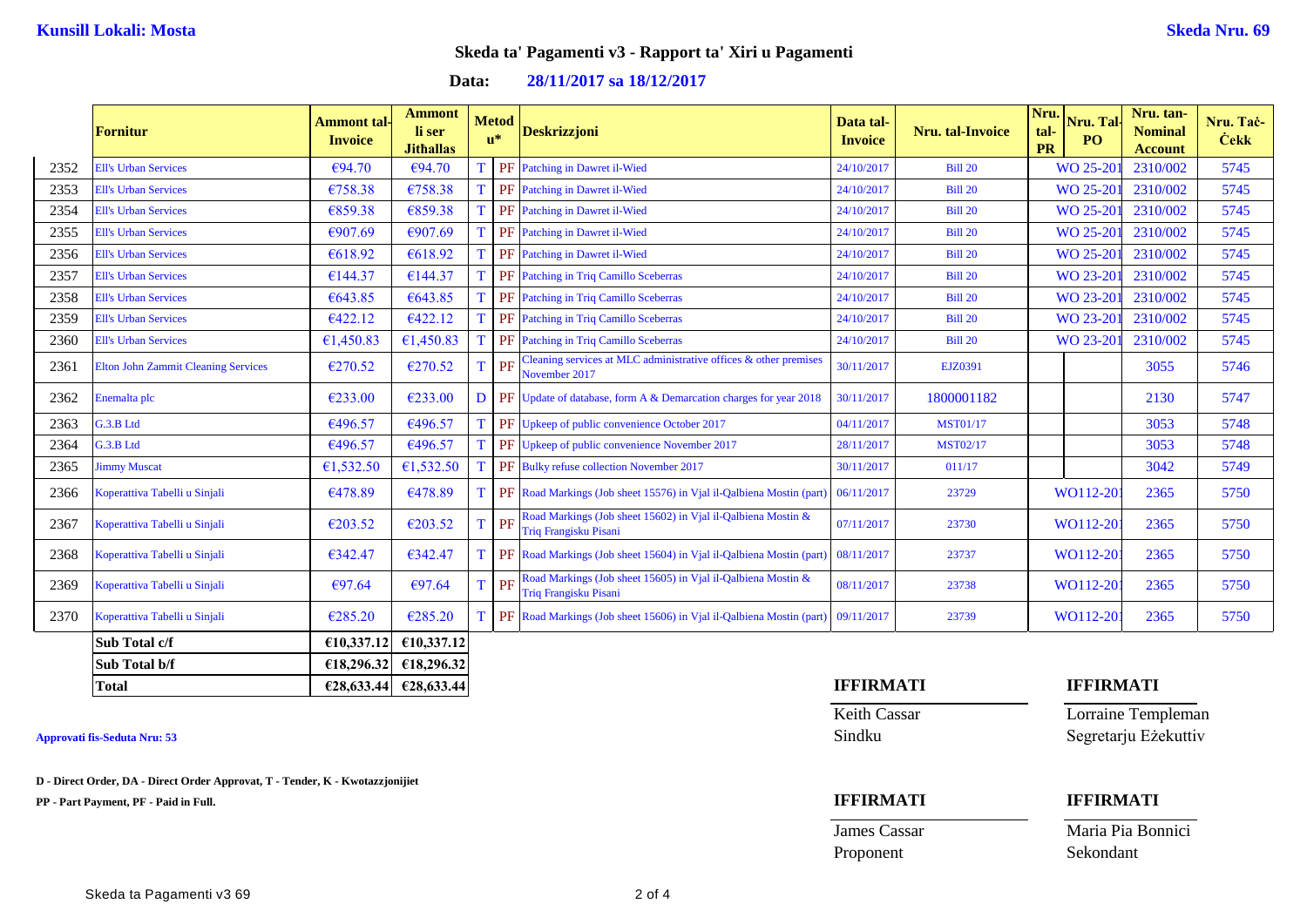**Kunsill Lokali: Mosta**

**Skeda Nru. 69**

## Skeda ta' Pagamenti v3 - Rapport ta' Xiri u Pagamenti

**Data: 28/11/2017 sa 18/12/2017**

| | Fornitur | Ammont tal-Invoice | Ammont li ser Jithallas | Metodu* | | Deskrizzjoni | Data tal-Invoice | Nru. tal-Invoice | Nru. tal-PR | Nru. Tal-PO | Nru. tan-Nominal Account | Nru. Taċ-Ċekk |
|---|---|---|---|---|---|---|---|---|---|---|---|---|
| 2352 | Ell's Urban Services | €94.70 | €94.70 | T | PF | Patching in Dawret il-Wied | 24/10/2017 | Bill 20 | | WO 25-201 | 2310/002 | 5745 |
| 2353 | Ell's Urban Services | €758.38 | €758.38 | T | PF | Patching in Dawret il-Wied | 24/10/2017 | Bill 20 | | WO 25-201 | 2310/002 | 5745 |
| 2354 | Ell's Urban Services | €859.38 | €859.38 | T | PF | Patching in Dawret il-Wied | 24/10/2017 | Bill 20 | | WO 25-201 | 2310/002 | 5745 |
| 2355 | Ell's Urban Services | €907.69 | €907.69 | T | PF | Patching in Dawret il-Wied | 24/10/2017 | Bill 20 | | WO 25-201 | 2310/002 | 5745 |
| 2356 | Ell's Urban Services | €618.92 | €618.92 | T | PF | Patching in Dawret il-Wied | 24/10/2017 | Bill 20 | | WO 25-201 | 2310/002 | 5745 |
| 2357 | Ell's Urban Services | €144.37 | €144.37 | T | PF | Patching in Triq Camillo Sceberras | 24/10/2017 | Bill 20 | | WO 23-201 | 2310/002 | 5745 |
| 2358 | Ell's Urban Services | €643.85 | €643.85 | T | PF | Patching in Triq Camillo Sceberras | 24/10/2017 | Bill 20 | | WO 23-201 | 2310/002 | 5745 |
| 2359 | Ell's Urban Services | €422.12 | €422.12 | T | PF | Patching in Triq Camillo Sceberras | 24/10/2017 | Bill 20 | | WO 23-201 | 2310/002 | 5745 |
| 2360 | Ell's Urban Services | €1,450.83 | €1,450.83 | T | PF | Patching in Triq Camillo Sceberras | 24/10/2017 | Bill 20 | | WO 23-201 | 2310/002 | 5745 |
| 2361 | Elton John Zammit Cleaning Services | €270.52 | €270.52 | T | PF | Cleaning services at MLC administrative offices & other premises November 2017 | 30/11/2017 | EJZ0391 | | | 3055 | 5746 |
| 2362 | Enemalta plc | €233.00 | €233.00 | D | PF | Update of database, form A & Demarcation charges for year 2018 | 30/11/2017 | 1800001182 | | | 2130 | 5747 |
| 2363 | G.3.B Ltd | €496.57 | €496.57 | T | PF | Upkeep of public convenience October 2017 | 04/11/2017 | MST01/17 | | | 3053 | 5748 |
| 2364 | G.3.B Ltd | €496.57 | €496.57 | T | PF | Upkeep of public convenience November 2017 | 28/11/2017 | MST02/17 | | | 3053 | 5748 |
| 2365 | Jimmy Muscat | €1,532.50 | €1,532.50 | T | PF | Bulky refuse collection November 2017 | 30/11/2017 | 011/17 | | | 3042 | 5749 |
| 2366 | Koperattiva Tabelli u Sinjali | €478.89 | €478.89 | T | PF | Road Markings (Job sheet 15576) in Vjal il-Qalbiena Mostin (part) | 06/11/2017 | 23729 | | WO112-201 | 2365 | 5750 |
| 2367 | Koperattiva Tabelli u Sinjali | €203.52 | €203.52 | T | PF | Road Markings (Job sheet 15602) in Vjal il-Qalbiena Mostin & Triq Frangisku Pisani | 07/11/2017 | 23730 | | WO112-201 | 2365 | 5750 |
| 2368 | Koperattiva Tabelli u Sinjali | €342.47 | €342.47 | T | PF | Road Markings (Job sheet 15604) in Vjal il-Qalbiena Mostin (part) | 08/11/2017 | 23737 | | WO112-201 | 2365 | 5750 |
| 2369 | Koperattiva Tabelli u Sinjali | €97.64 | €97.64 | T | PF | Road Markings (Job sheet 15605) in Vjal il-Qalbiena Mostin & Triq Frangisku Pisani | 08/11/2017 | 23738 | | WO112-201 | 2365 | 5750 |
| 2370 | Koperattiva Tabelli u Sinjali | €285.20 | €285.20 | T | PF | Road Markings (Job sheet 15606) in Vjal il-Qalbiena Mostin (part) | 09/11/2017 | 23739 | | WO112-201 | 2365 | 5750 |
| | **Sub Total c/f** | **€10,337.12** | **€10,337.12** | | | | | | | | | |
| | **Sub Total b/f** | **€18,296.32** | **€18,296.32** | | | | | | | | | |
| | **Total** | **€28,633.44** | **€28,633.44** | | | | | | | | | |

**Approvati fis-Seduta Nru: 53**

**D - Direct Order, DA - Direct Order Approvat, T - Tender, K - Kwotazzjonijiet**

**PP - Part Payment, PF - Paid in Full.**

**IFFIRMATI**

Keith Cassar
Sindku

**IFFIRMATI**

Lorraine Templeman
Segretarju Eżekuttiv

**IFFIRMATI**

James Cassar
Proponent

**IFFIRMATI**

Maria Pia Bonnici
Sekondant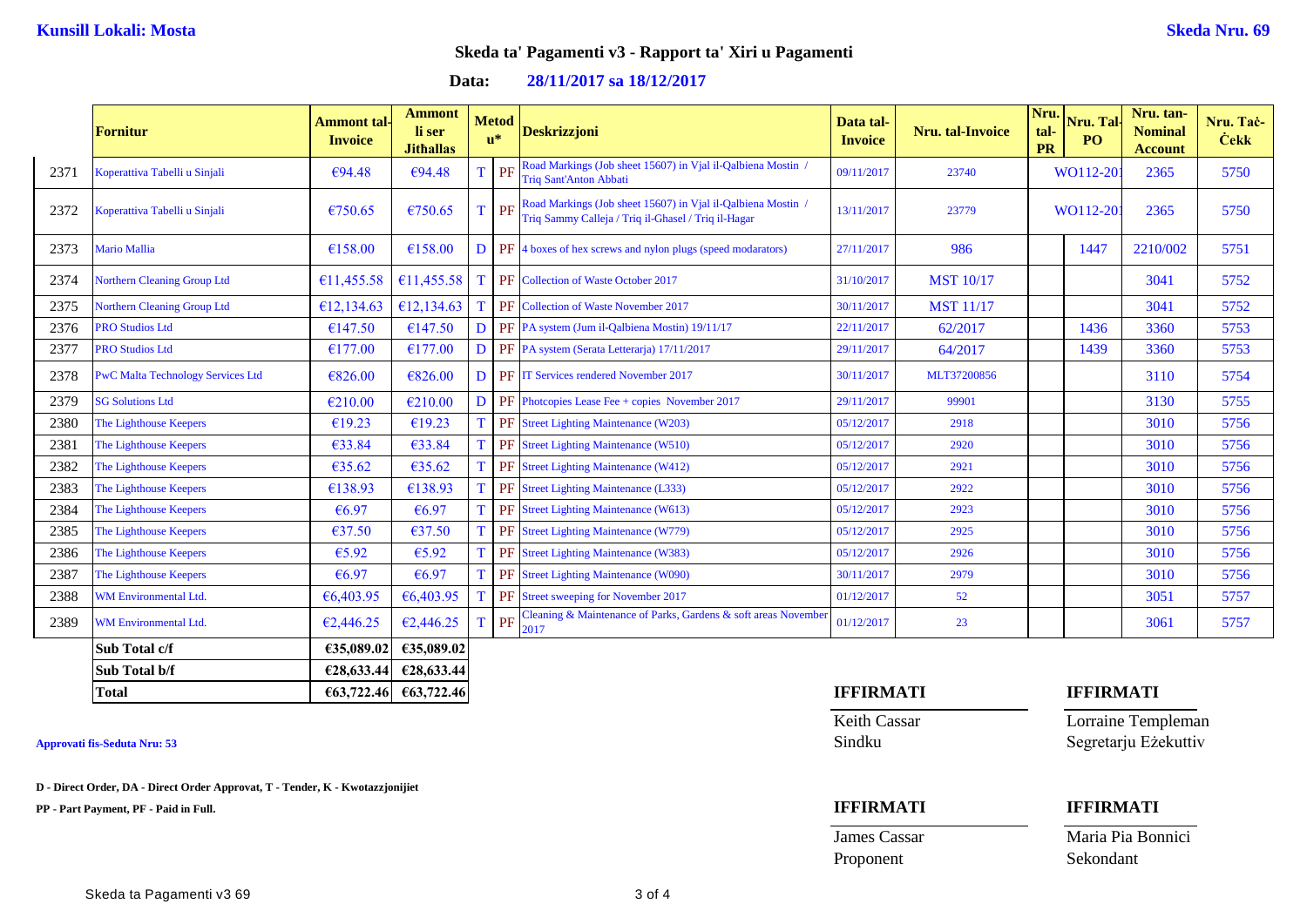**Kunsill Lokali: Mosta** **Skeda Nru. 69**

## Skeda ta' Pagamenti v3 - Rapport ta' Xiri u Pagamenti

**Data: 28/11/2017 sa 18/12/2017**

| | Fornitur | Ammont tal-Invoice | Ammont li ser Jithallas | Metod u* | | Deskrizzjoni | Data tal-Invoice | Nru. tal-Invoice | Nru. tal-PR | Nru. Tal-PO | Nru. tan-Nominal Account | Nru. Taċ-Ċekk |
|---|---|---|---|---|---|---|---|---|---|---|---|---|
| 2371 | Koperattiva Tabelli u Sinjali | €94.48 | €94.48 | T | PF | Road Markings (Job sheet 15607) in Vjal il-Qalbiena Mostin / Triq Sant'Anton Abbati | 09/11/2017 | 23740 | WO112-201 | | 2365 | 5750 |
| 2372 | Koperattiva Tabelli u Sinjali | €750.65 | €750.65 | T | PF | Road Markings (Job sheet 15607) in Vjal il-Qalbiena Mostin / Triq Sammy Calleja / Triq il-Ghasel / Triq il-Hagar | 13/11/2017 | 23779 | WO112-201 | | 2365 | 5750 |
| 2373 | Mario Mallia | €158.00 | €158.00 | D | PF | 4 boxes of hex screws and nylon plugs (speed modarators) | 27/11/2017 | 986 | | 1447 | 2210/002 | 5751 |
| 2374 | Northern Cleaning Group Ltd | €11,455.58 | €11,455.58 | T | PF | Collection of Waste October 2017 | 31/10/2017 | MST 10/17 | | | 3041 | 5752 |
| 2375 | Northern Cleaning Group Ltd | €12,134.63 | €12,134.63 | T | PF | Collection of Waste November 2017 | 30/11/2017 | MST 11/17 | | | 3041 | 5752 |
| 2376 | PRO Studios Ltd | €147.50 | €147.50 | D | PF | PA system (Jum il-Qalbiena Mostin) 19/11/17 | 22/11/2017 | 62/2017 | | 1436 | 3360 | 5753 |
| 2377 | PRO Studios Ltd | €177.00 | €177.00 | D | PF | PA system (Serata Letterarja) 17/11/2017 | 29/11/2017 | 64/2017 | | 1439 | 3360 | 5753 |
| 2378 | PwC Malta Technology Services Ltd | €826.00 | €826.00 | D | PF | IT Services rendered November 2017 | 30/11/2017 | MLT37200856 | | | 3110 | 5754 |
| 2379 | SG Solutions Ltd | €210.00 | €210.00 | D | PF | Photcopies Lease Fee + copies November 2017 | 29/11/2017 | 99901 | | | 3130 | 5755 |
| 2380 | The Lighthouse Keepers | €19.23 | €19.23 | T | PF | Street Lighting Maintenance (W203) | 05/12/2017 | 2918 | | | 3010 | 5756 |
| 2381 | The Lighthouse Keepers | €33.84 | €33.84 | T | PF | Street Lighting Maintenance (W510) | 05/12/2017 | 2920 | | | 3010 | 5756 |
| 2382 | The Lighthouse Keepers | €35.62 | €35.62 | T | PF | Street Lighting Maintenance (W412) | 05/12/2017 | 2921 | | | 3010 | 5756 |
| 2383 | The Lighthouse Keepers | €138.93 | €138.93 | T | PF | Street Lighting Maintenance (L333) | 05/12/2017 | 2922 | | | 3010 | 5756 |
| 2384 | The Lighthouse Keepers | €6.97 | €6.97 | T | PF | Street Lighting Maintenance (W613) | 05/12/2017 | 2923 | | | 3010 | 5756 |
| 2385 | The Lighthouse Keepers | €37.50 | €37.50 | T | PF | Street Lighting Maintenance (W779) | 05/12/2017 | 2925 | | | 3010 | 5756 |
| 2386 | The Lighthouse Keepers | €5.92 | €5.92 | T | PF | Street Lighting Maintenance (W383) | 05/12/2017 | 2926 | | | 3010 | 5756 |
| 2387 | The Lighthouse Keepers | €6.97 | €6.97 | T | PF | Street Lighting Maintenance (W090) | 30/11/2017 | 2979 | | | 3010 | 5756 |
| 2388 | WM Environmental Ltd. | €6,403.95 | €6,403.95 | T | PF | Street sweeping for November 2017 | 01/12/2017 | 52 | | | 3051 | 5757 |
| 2389 | WM Environmental Ltd. | €2,446.25 | €2,446.25 | T | PF | Cleaning & Maintenance of Parks, Gardens & soft areas November 2017 | 01/12/2017 | 23 | | | 3061 | 5757 |
| | **Sub Total c/f** | **€35,089.02** | **€35,089.02** | | | | | | | | | |
| | **Sub Total b/f** | **€28,633.44** | **€28,633.44** | | | | | | | | | |
| | **Total** | **€63,722.46** | **€63,722.46** | | | | | | | | | |

**Approvati fis-Seduta Nru: 53**

**D - Direct Order, DA - Direct Order Approvat, T - Tender, K - Kwotazzjonijiet**

**PP - Part Payment, PF - Paid in Full.**

**IFFIRMATI**

Keith Cassar
Sindku

**IFFIRMATI**

Lorraine Templeman
Segretarju Eżekuttiv

**IFFIRMATI**

James Cassar
Proponent

**IFFIRMATI**

Maria Pia Bonnici
Sekondant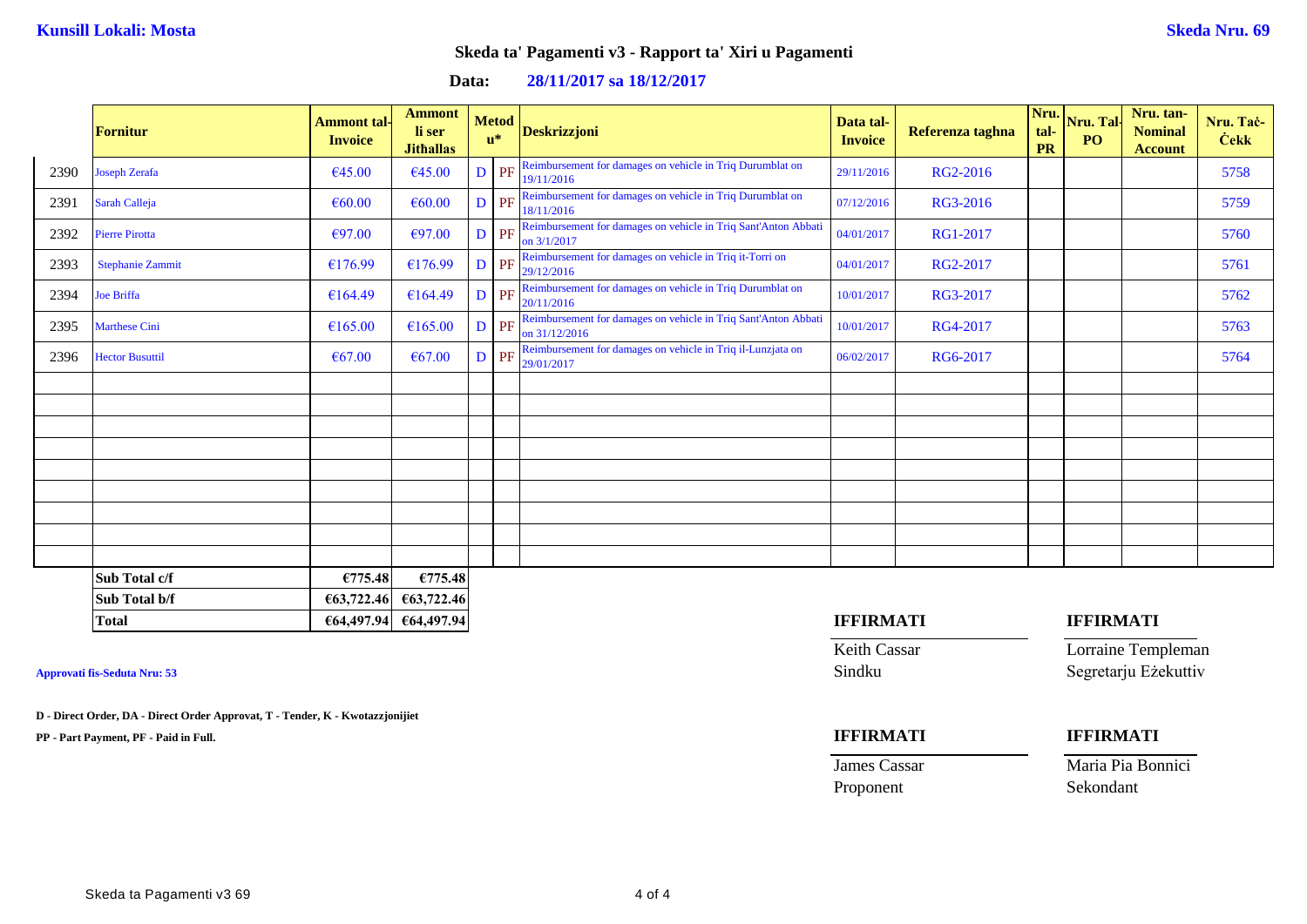**Kunsill Lokali: Mosta**

**Skeda Nru. 69**

## Skeda ta' Pagamenti v3 - Rapport ta' Xiri u Pagamenti

**Data: 28/11/2017 sa 18/12/2017**

| | Fornitur | Ammont tal-Invoice | Ammont li ser Jithallas | Metodu* | | Deskrizzjoni | Data tal-Invoice | Referenza taghna | Nru. tal-PR | Nru. Tal-PO | Nru. tan-Nominal Account | Nru. Taċ-Ċekk |
|---|---|---|---|---|---|---|---|---|---|---|---|---|
| 2390 | Joseph Zerafa | €45.00 | €45.00 | D | PF | Reimbursement for damages on vehicle in Triq Durumblat on 19/11/2016 | 29/11/2016 | RG2-2016 | | | | 5758 |
| 2391 | Sarah Calleja | €60.00 | €60.00 | D | PF | Reimbursement for damages on vehicle in Triq Durumblat on 18/11/2016 | 07/12/2016 | RG3-2016 | | | | 5759 |
| 2392 | Pierre Pirotta | €97.00 | €97.00 | D | PF | Reimbursement for damages on vehicle in Triq Sant'Anton Abbati on 3/1/2017 | 04/01/2017 | RG1-2017 | | | | 5760 |
| 2393 | Stephanie Zammit | €176.99 | €176.99 | D | PF | Reimbursement for damages on vehicle in Triq it-Torri on 29/12/2016 | 04/01/2017 | RG2-2017 | | | | 5761 |
| 2394 | Joe Briffa | €164.49 | €164.49 | D | PF | Reimbursement for damages on vehicle in Triq Durumblat on 20/11/2016 | 10/01/2017 | RG3-2017 | | | | 5762 |
| 2395 | Marthese Cini | €165.00 | €165.00 | D | PF | Reimbursement for damages on vehicle in Triq Sant'Anton Abbati on 31/12/2016 | 10/01/2017 | RG4-2017 | | | | 5763 |
| 2396 | Hector Busuttil | €67.00 | €67.00 | D | PF | Reimbursement for damages on vehicle in Triq il-Lunzjata on 29/01/2017 | 06/02/2017 | RG6-2017 | | | | 5764 |

| | | |
|---|---|---|
| **Sub Total c/f** | **€775.48** | **€775.48** |
| **Sub Total b/f** | **€63,722.46** | **€63,722.46** |
| **Total** | **€64,497.94** | **€64,497.94** |

**Approvati fis-Seduta Nru: 53**

**D - Direct Order, DA - Direct Order Approvat, T - Tender, K - Kwotazzjonijiet**

**PP - Part Payment, PF - Paid in Full.**

**IFFIRMATI**

Keith Cassar
Sindku

**IFFIRMATI**

Lorraine Templeman
Segretarju Eżekuttiv

**IFFIRMATI**

James Cassar
Proponent

**IFFIRMATI**

Maria Pia Bonnici
Sekondant